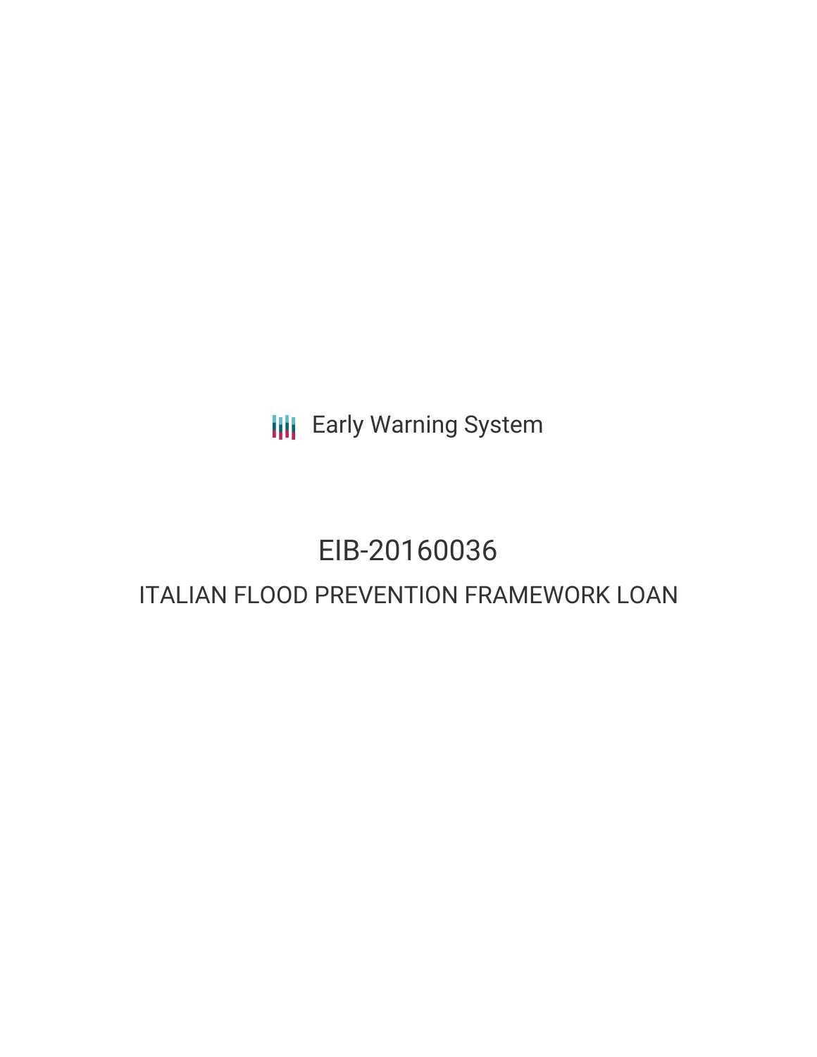Early Warning System

# EIB-20160036

## ITALIAN FLOOD PREVENTION FRAMEWORK LOAN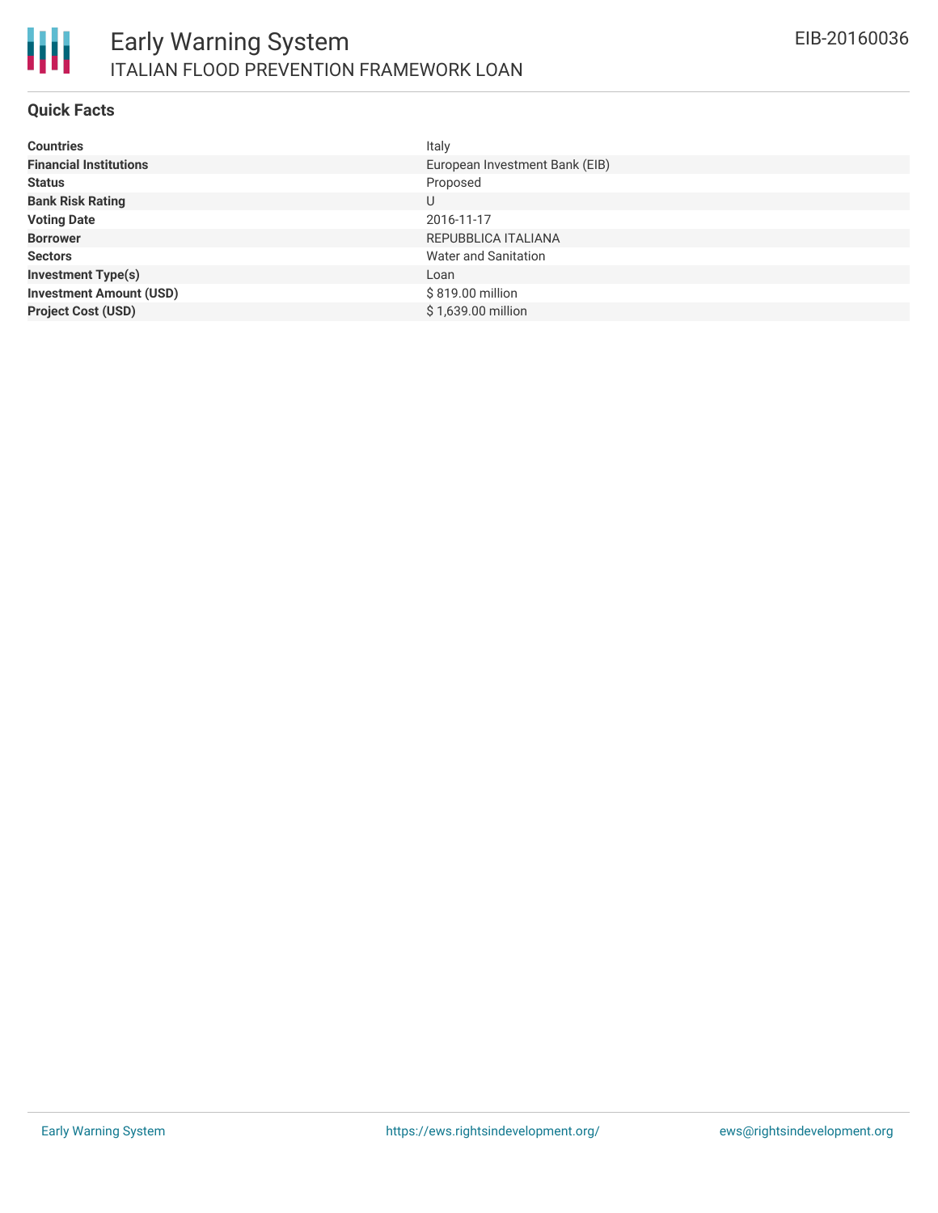# Early Warning System

## ITALIAN FLOOD PREVENTION FRAMEWORK LOAN

EIB-20160036

### Quick Facts

| | |
|---|---|
| **Countries** | Italy |
| **Financial Institutions** | European Investment Bank (EIB) |
| **Status** | Proposed |
| **Bank Risk Rating** | U |
| **Voting Date** | 2016-11-17 |
| **Borrower** | REPUBBLICA ITALIANA |
| **Sectors** | Water and Sanitation |
| **Investment Type(s)** | Loan |
| **Investment Amount (USD)** | $ 819.00 million |
| **Project Cost (USD)** | $ 1,639.00 million |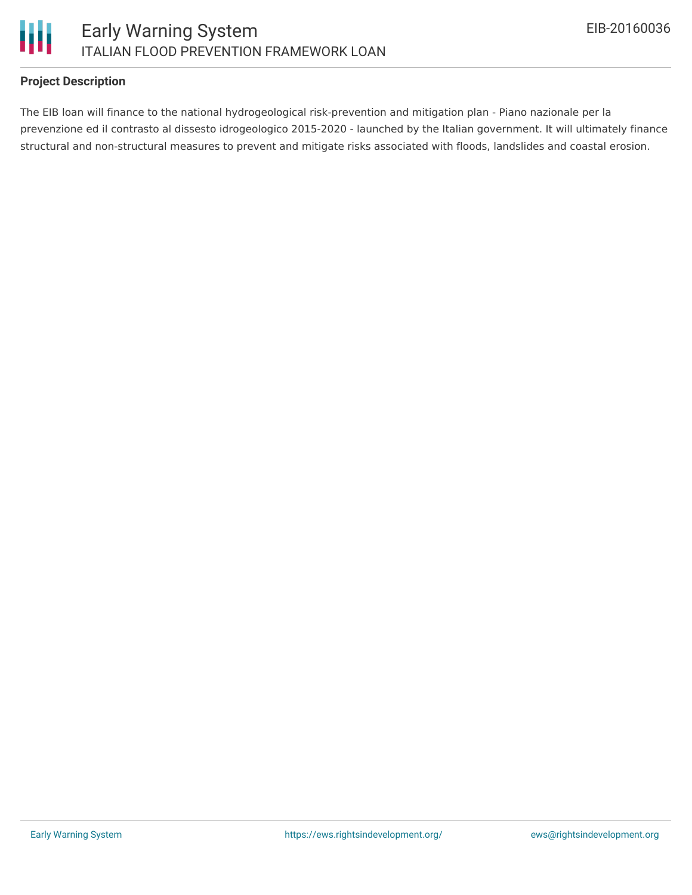**Project Description**

The EIB loan will finance to the national hydrogeological risk-prevention and mitigation plan - Piano nazionale per la prevenzione ed il contrasto al dissesto idrogeologico 2015-2020 - launched by the Italian government. It will ultimately finance structural and non-structural measures to prevent and mitigate risks associated with floods, landslides and coastal erosion.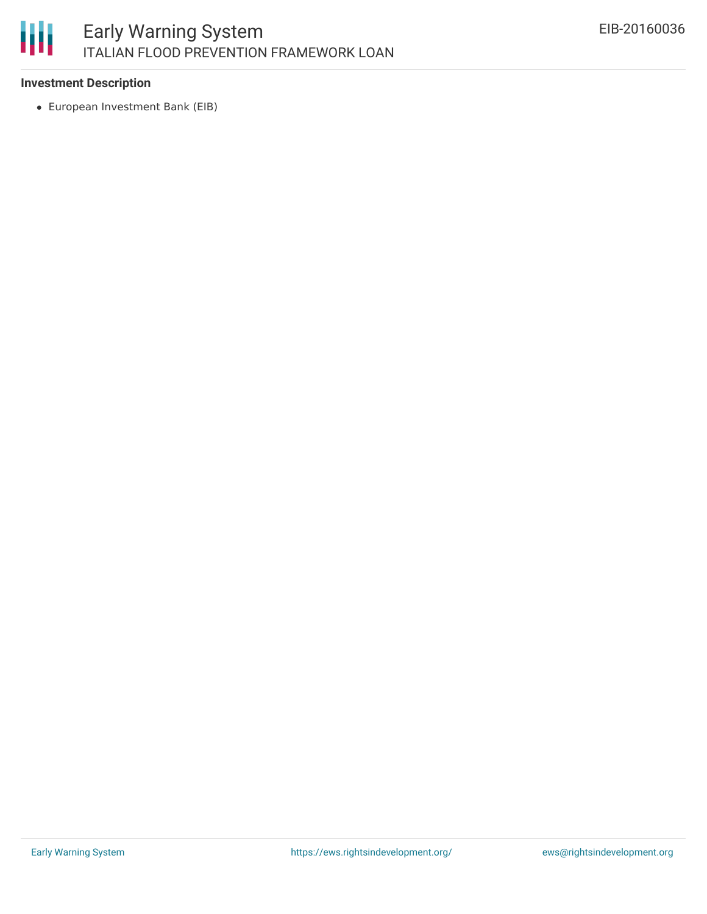**Investment Description**

- European Investment Bank (EIB)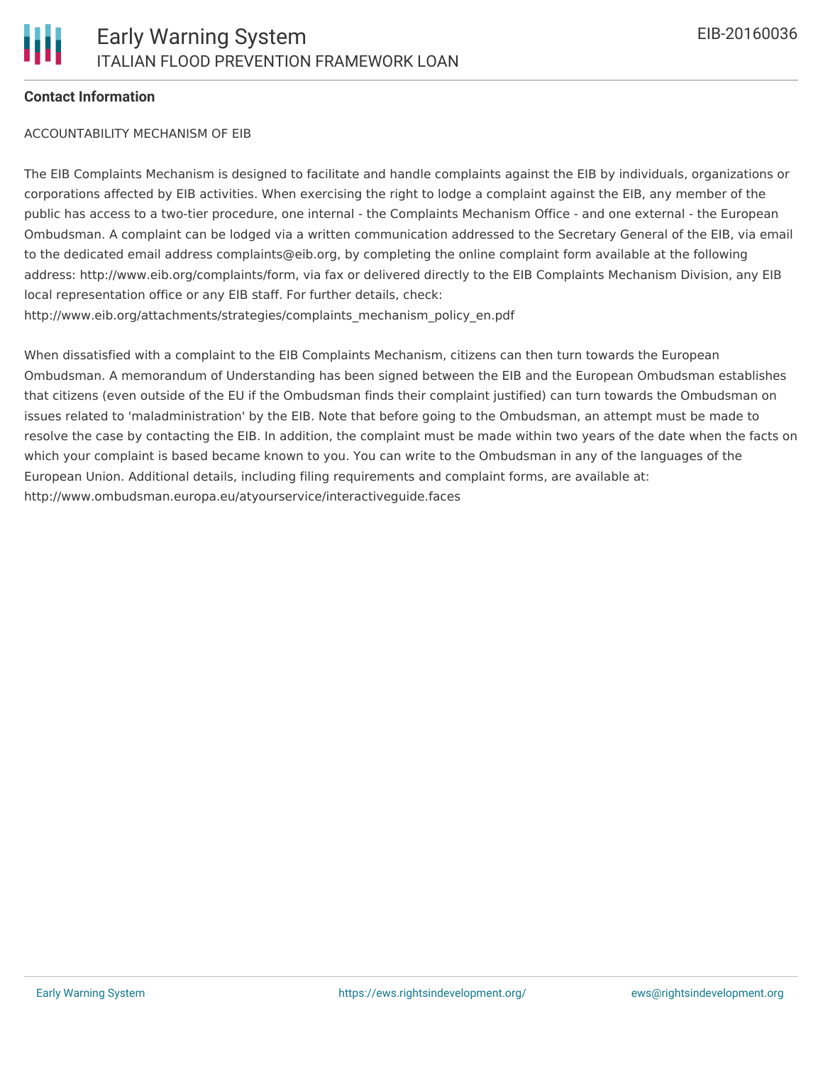### Contact Information

ACCOUNTABILITY MECHANISM OF EIB

The EIB Complaints Mechanism is designed to facilitate and handle complaints against the EIB by individuals, organizations or corporations affected by EIB activities. When exercising the right to lodge a complaint against the EIB, any member of the public has access to a two-tier procedure, one internal - the Complaints Mechanism Office - and one external - the European Ombudsman. A complaint can be lodged via a written communication addressed to the Secretary General of the EIB, via email to the dedicated email address complaints@eib.org, by completing the online complaint form available at the following address: http://www.eib.org/complaints/form, via fax or delivered directly to the EIB Complaints Mechanism Division, any EIB local representation office or any EIB staff. For further details, check: http://www.eib.org/attachments/strategies/complaints_mechanism_policy_en.pdf

When dissatisfied with a complaint to the EIB Complaints Mechanism, citizens can then turn towards the European Ombudsman. A memorandum of Understanding has been signed between the EIB and the European Ombudsman establishes that citizens (even outside of the EU if the Ombudsman finds their complaint justified) can turn towards the Ombudsman on issues related to 'maladministration' by the EIB. Note that before going to the Ombudsman, an attempt must be made to resolve the case by contacting the EIB. In addition, the complaint must be made within two years of the date when the facts on which your complaint is based became known to you. You can write to the Ombudsman in any of the languages of the European Union. Additional details, including filing requirements and complaint forms, are available at: http://www.ombudsman.europa.eu/atyourservice/interactiveguide.faces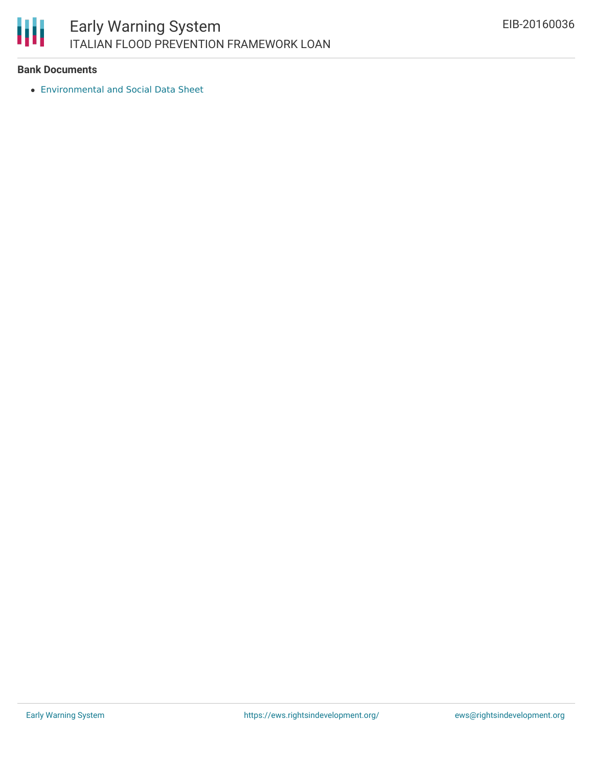**Bank Documents**

- Environmental and Social Data Sheet